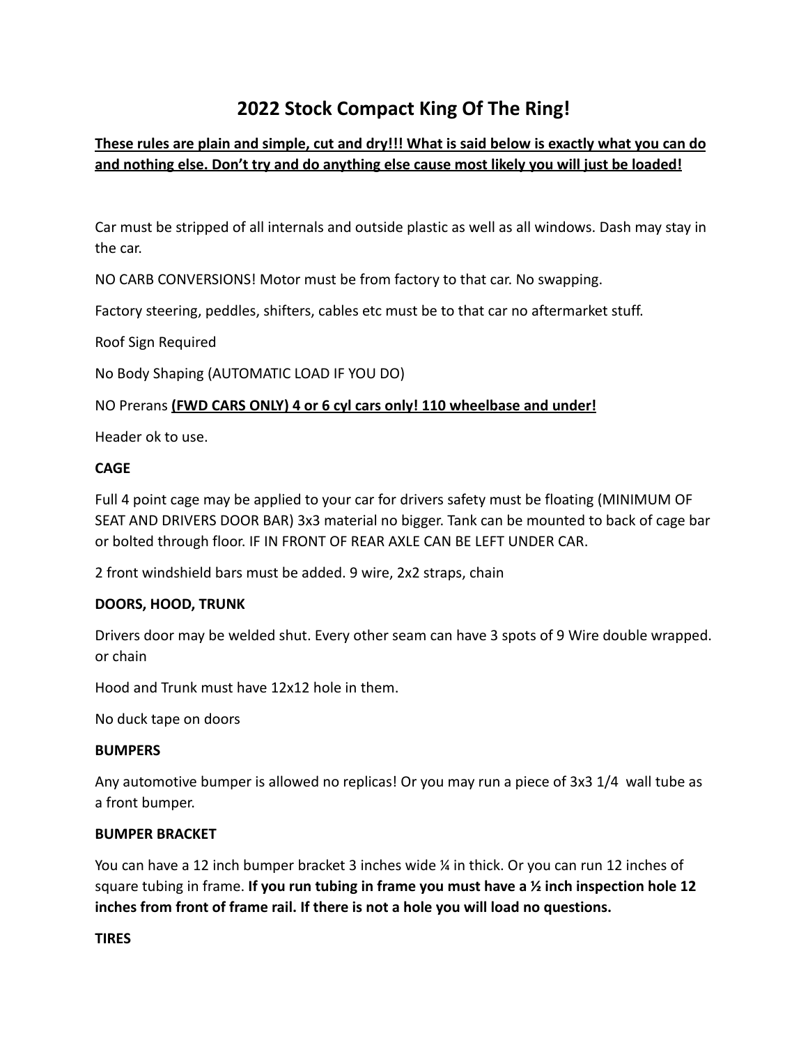# 2022 Stock Compact King Of The Ring!

**These rules are plain and simple, cut and dry!!! What is said below is exactly what you can do and nothing else. Don't try and do anything else cause most likely you will just be loaded!**

Car must be stripped of all internals and outside plastic as well as all windows. Dash may stay in the car.

NO CARB CONVERSIONS! Motor must be from factory to that car. No swapping.

Factory steering, peddles, shifters, cables etc must be to that car no aftermarket stuff.

Roof Sign Required

No Body Shaping (AUTOMATIC LOAD IF YOU DO)

NO Prerans **(FWD CARS ONLY) 4 or 6 cyl cars only! 110 wheelbase and under!**

Header ok to use.

**CAGE**

Full 4 point cage may be applied to your car for drivers safety must be floating (MINIMUM OF SEAT AND DRIVERS DOOR BAR) 3x3 material no bigger. Tank can be mounted to back of cage bar or bolted through floor. IF IN FRONT OF REAR AXLE CAN BE LEFT UNDER CAR.

2 front windshield bars must be added. 9 wire, 2x2 straps, chain

**DOORS, HOOD, TRUNK**

Drivers door may be welded shut. Every other seam can have 3 spots of 9 Wire double wrapped. or chain

Hood and Trunk must have 12x12 hole in them.

No duck tape on doors

**BUMPERS**

Any automotive bumper is allowed no replicas! Or you may run a piece of 3x3 1/4 wall tube as a front bumper.

**BUMPER BRACKET**

You can have a 12 inch bumper bracket 3 inches wide ¼ in thick. Or you can run 12 inches of square tubing in frame. **If you run tubing in frame you must have a ½ inch inspection hole 12 inches from front of frame rail. If there is not a hole you will load no questions.**

**TIRES**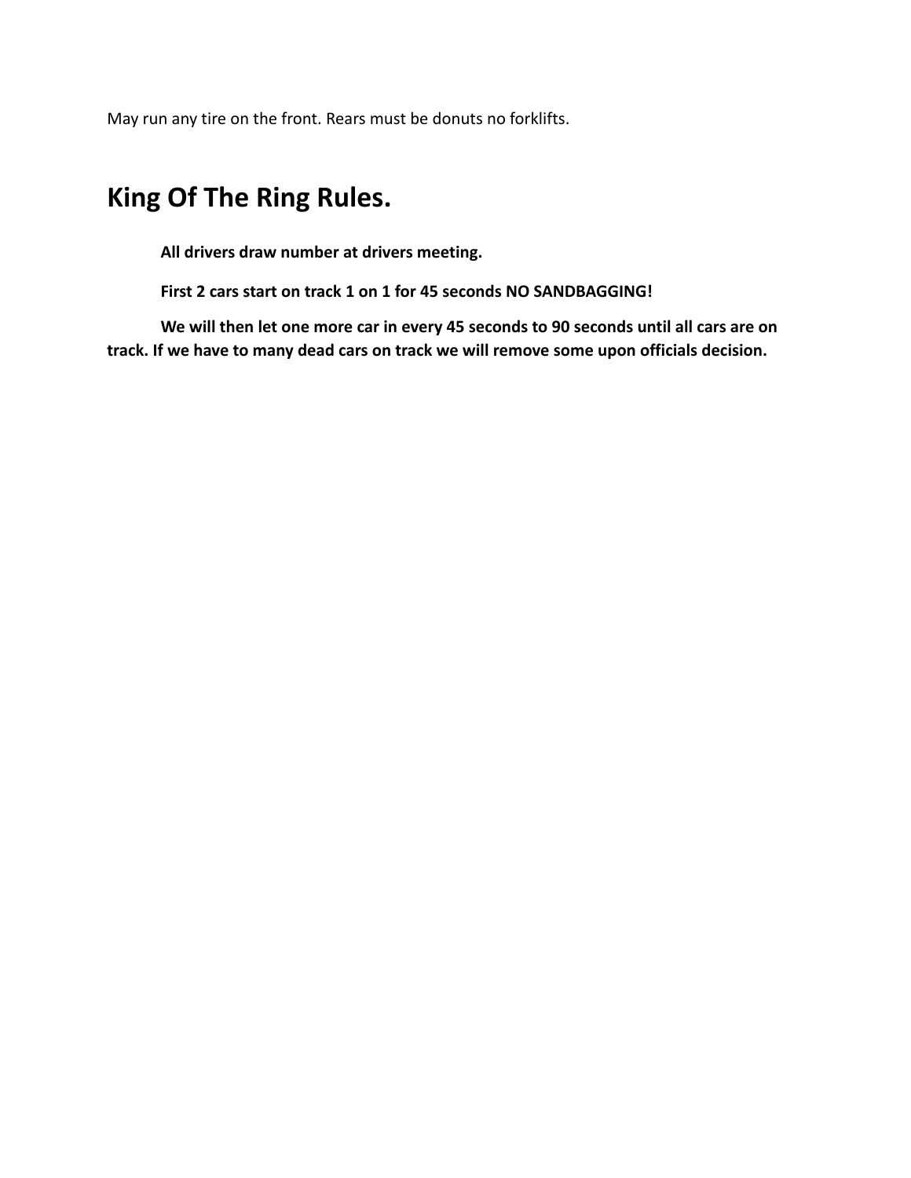May run any tire on the front. Rears must be donuts no forklifts.

# King Of The Ring Rules.

**All drivers draw number at drivers meeting.**

**First 2 cars start on track 1 on 1 for 45 seconds NO SANDBAGGING!**

**We will then let one more car in every 45 seconds to 90 seconds until all cars are on track. If we have to many dead cars on track we will remove some upon officials decision.**